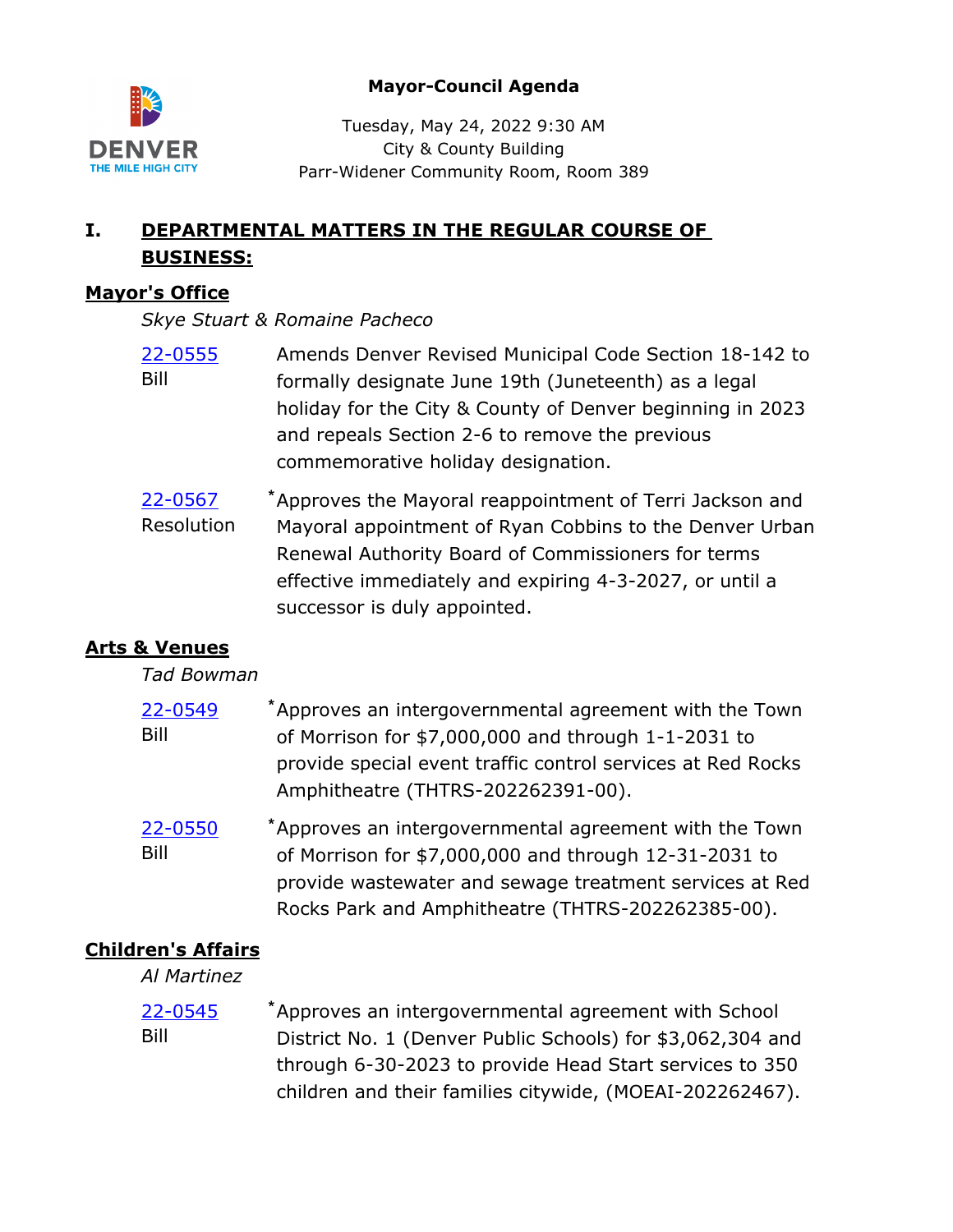# Mayor-Council Agenda

Tuesday, May 24, 2022 9:30 AM
City & County Building
Parr-Widener Community Room, Room 389

## I. DEPARTMENTAL MATTERS IN THE REGULAR COURSE OF BUSINESS:

### Mayor's Office

*Skye Stuart & Romaine Pacheco*

**22-0555** Bill
Amends Denver Revised Municipal Code Section 18-142 to formally designate June 19th (Juneteenth) as a legal holiday for the City & County of Denver beginning in 2023 and repeals Section 2-6 to remove the previous commemorative holiday designation.

**22-0567** Resolution
*Approves the Mayoral reappointment of Terri Jackson and Mayoral appointment of Ryan Cobbins to the Denver Urban Renewal Authority Board of Commissioners for terms effective immediately and expiring 4-3-2027, or until a successor is duly appointed.

### Arts & Venues

*Tad Bowman*

**22-0549** Bill
*Approves an intergovernmental agreement with the Town of Morrison for $7,000,000 and through 1-1-2031 to provide special event traffic control services at Red Rocks Amphitheatre (THTRS-202262391-00).

**22-0550** Bill
*Approves an intergovernmental agreement with the Town of Morrison for $7,000,000 and through 12-31-2031 to provide wastewater and sewage treatment services at Red Rocks Park and Amphitheatre (THTRS-202262385-00).

### Children's Affairs

*Al Martinez*

**22-0545** Bill
*Approves an intergovernmental agreement with School District No. 1 (Denver Public Schools) for $3,062,304 and through 6-30-2023 to provide Head Start services to 350 children and their families citywide, (MOEAI-202262467).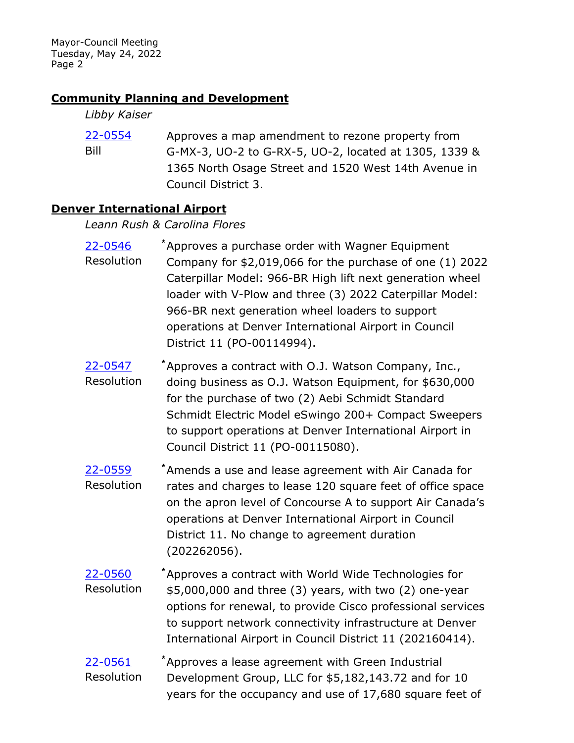## Community Planning and Development

*Libby Kaiser*

[22-0554](22-0554) Bill — Approves a map amendment to rezone property from G-MX-3, UO-2 to G-RX-5, UO-2, located at 1305, 1339 & 1365 North Osage Street and 1520 West 14th Avenue in Council District 3.

## Denver International Airport

*Leann Rush & Carolina Flores*

[22-0546](22-0546) Resolution — *Approves a purchase order with Wagner Equipment Company for $2,019,066 for the purchase of one (1) 2022 Caterpillar Model: 966-BR High lift next generation wheel loader with V-Plow and three (3) 2022 Caterpillar Model: 966-BR next generation wheel loaders to support operations at Denver International Airport in Council District 11 (PO-00114994).

[22-0547](22-0547) Resolution — *Approves a contract with O.J. Watson Company, Inc., doing business as O.J. Watson Equipment, for $630,000 for the purchase of two (2) Aebi Schmidt Standard Schmidt Electric Model eSwingo 200+ Compact Sweepers to support operations at Denver International Airport in Council District 11 (PO-00115080).

[22-0559](22-0559) Resolution — *Amends a use and lease agreement with Air Canada for rates and charges to lease 120 square feet of office space on the apron level of Concourse A to support Air Canada's operations at Denver International Airport in Council District 11. No change to agreement duration (202262056).

[22-0560](22-0560) Resolution — *Approves a contract with World Wide Technologies for $5,000,000 and three (3) years, with two (2) one-year options for renewal, to provide Cisco professional services to support network connectivity infrastructure at Denver International Airport in Council District 11 (202160414).

[22-0561](22-0561) Resolution — *Approves a lease agreement with Green Industrial Development Group, LLC for $5,182,143.72 and for 10 years for the occupancy and use of 17,680 square feet of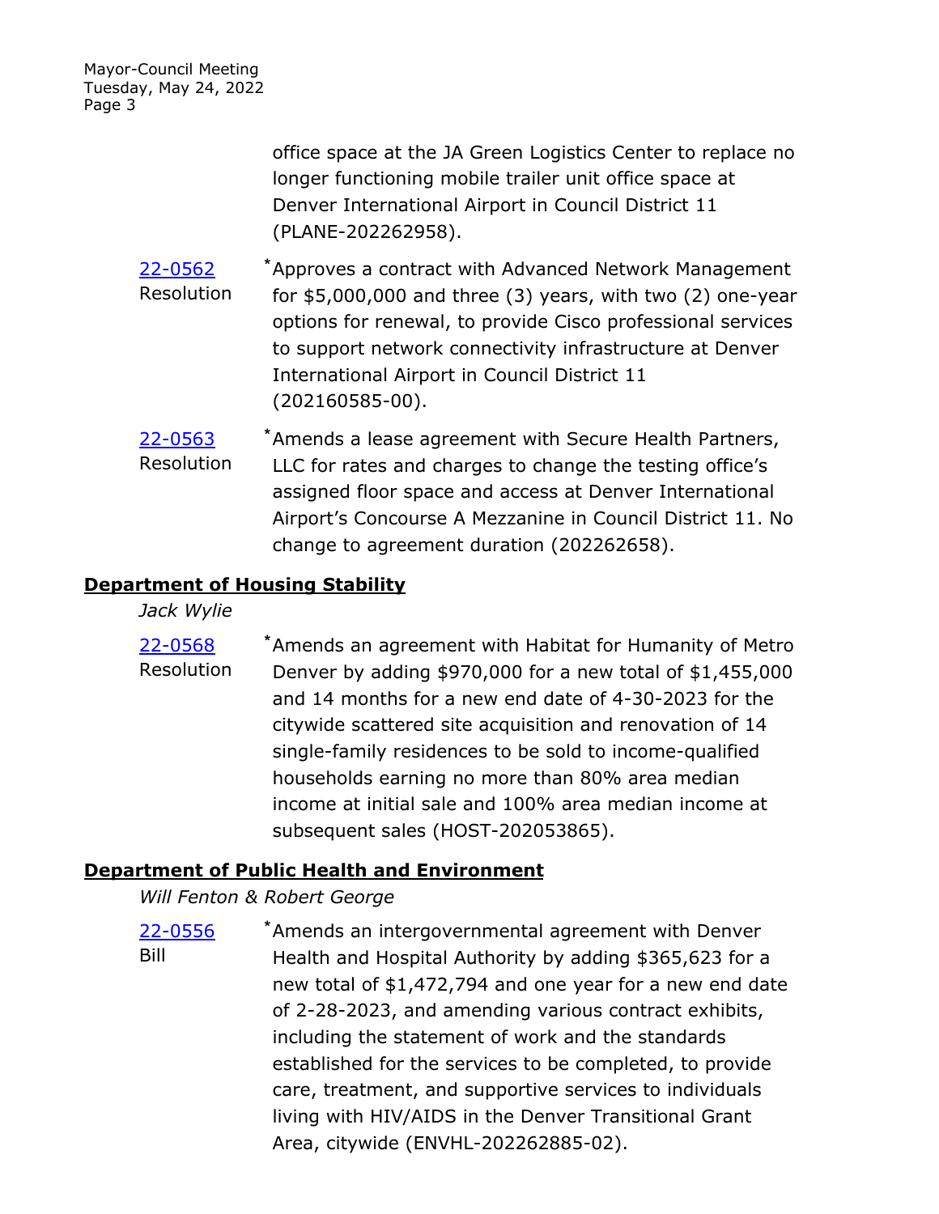office space at the JA Green Logistics Center to replace no longer functioning mobile trailer unit office space at Denver International Airport in Council District 11 (PLANE-202262958).

22-0562
Resolution

*Approves a contract with Advanced Network Management for $5,000,000 and three (3) years, with two (2) one-year options for renewal, to provide Cisco professional services to support network connectivity infrastructure at Denver International Airport in Council District 11 (202160585-00).

22-0563
Resolution

*Amends a lease agreement with Secure Health Partners, LLC for rates and charges to change the testing office's assigned floor space and access at Denver International Airport's Concourse A Mezzanine in Council District 11. No change to agreement duration (202262658).

**Department of Housing Stability**

*Jack Wylie*

22-0568
Resolution

*Amends an agreement with Habitat for Humanity of Metro Denver by adding $970,000 for a new total of $1,455,000 and 14 months for a new end date of 4-30-2023 for the citywide scattered site acquisition and renovation of 14 single-family residences to be sold to income-qualified households earning no more than 80% area median income at initial sale and 100% area median income at subsequent sales (HOST-202053865).

**Department of Public Health and Environment**

*Will Fenton & Robert George*

22-0556
Bill

*Amends an intergovernmental agreement with Denver Health and Hospital Authority by adding $365,623 for a new total of $1,472,794 and one year for a new end date of 2-28-2023, and amending various contract exhibits, including the statement of work and the standards established for the services to be completed, to provide care, treatment, and supportive services to individuals living with HIV/AIDS in the Denver Transitional Grant Area, citywide (ENVHL-202262885-02).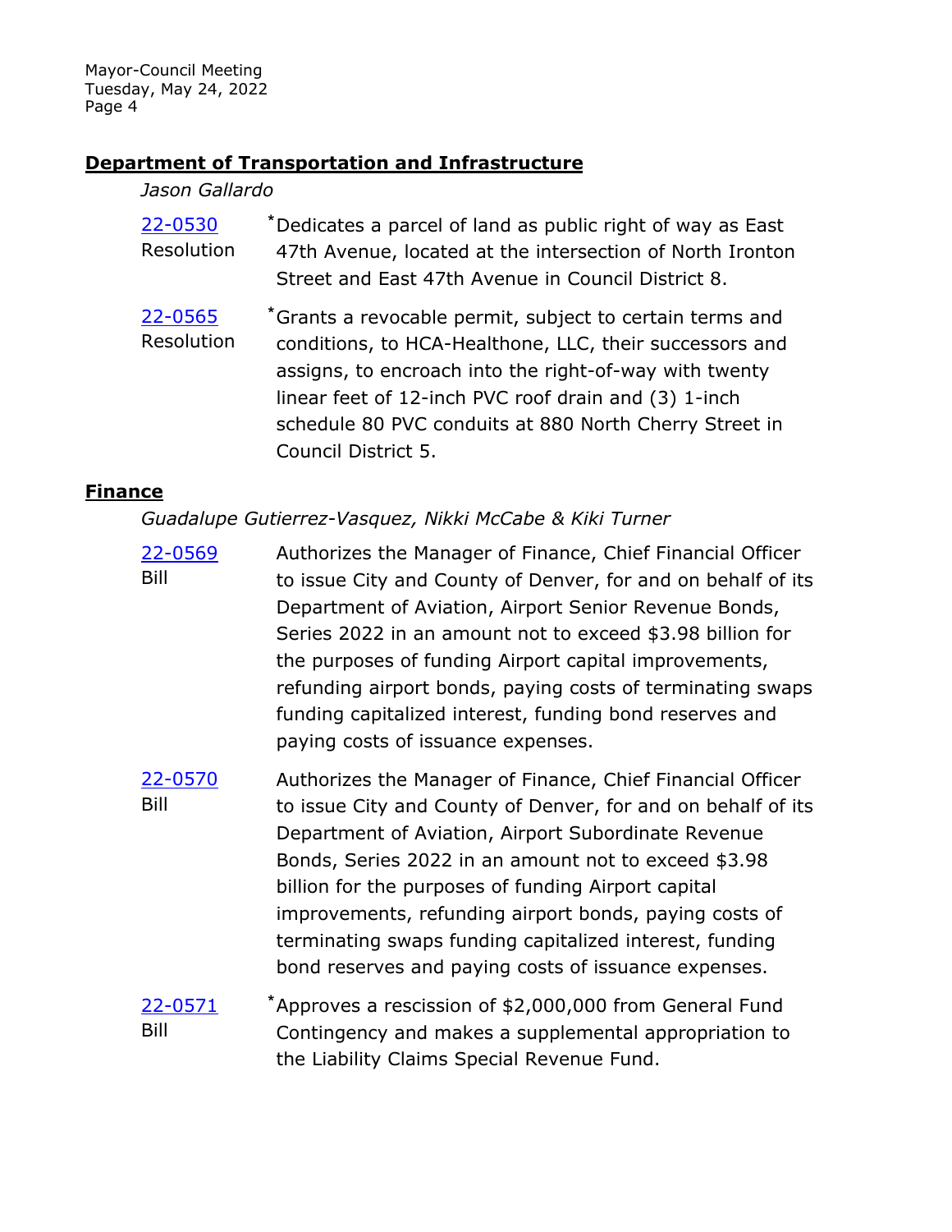## Department of Transportation and Infrastructure

*Jason Gallardo*

[22-0530](#) Resolution
*Dedicates a parcel of land as public right of way as East 47th Avenue, located at the intersection of North Ironton Street and East 47th Avenue in Council District 8.

[22-0565](#) Resolution
*Grants a revocable permit, subject to certain terms and conditions, to HCA-Healthone, LLC, their successors and assigns, to encroach into the right-of-way with twenty linear feet of 12-inch PVC roof drain and (3) 1-inch schedule 80 PVC conduits at 880 North Cherry Street in Council District 5.

## Finance

*Guadalupe Gutierrez-Vasquez, Nikki McCabe & Kiki Turner*

[22-0569](#) Bill
Authorizes the Manager of Finance, Chief Financial Officer to issue City and County of Denver, for and on behalf of its Department of Aviation, Airport Senior Revenue Bonds, Series 2022 in an amount not to exceed $3.98 billion for the purposes of funding Airport capital improvements, refunding airport bonds, paying costs of terminating swaps funding capitalized interest, funding bond reserves and paying costs of issuance expenses.

[22-0570](#) Bill
Authorizes the Manager of Finance, Chief Financial Officer to issue City and County of Denver, for and on behalf of its Department of Aviation, Airport Subordinate Revenue Bonds, Series 2022 in an amount not to exceed $3.98 billion for the purposes of funding Airport capital improvements, refunding airport bonds, paying costs of terminating swaps funding capitalized interest, funding bond reserves and paying costs of issuance expenses.

[22-0571](#) Bill
*Approves a rescission of $2,000,000 from General Fund Contingency and makes a supplemental appropriation to the Liability Claims Special Revenue Fund.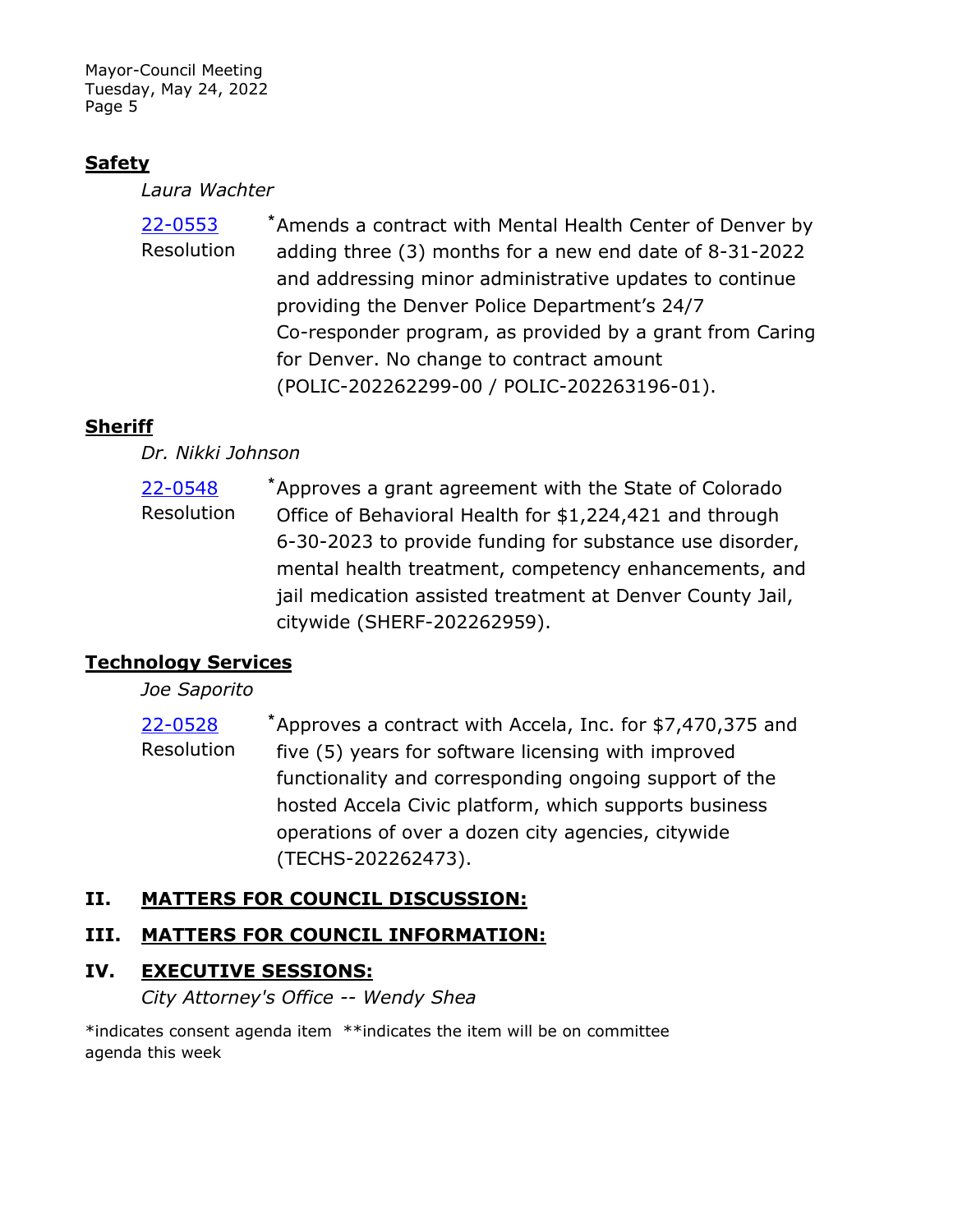## Safety

*Laura Wachter*

[22-0553](22-0553) Resolution

*Amends a contract with Mental Health Center of Denver by adding three (3) months for a new end date of 8-31-2022 and addressing minor administrative updates to continue providing the Denver Police Department's 24/7 Co-responder program, as provided by a grant from Caring for Denver. No change to contract amount (POLIC-202262299-00 / POLIC-202263196-01).

## Sheriff

*Dr. Nikki Johnson*

22-0548 Resolution

*Approves a grant agreement with the State of Colorado Office of Behavioral Health for $1,224,421 and through 6-30-2023 to provide funding for substance use disorder, mental health treatment, competency enhancements, and jail medication assisted treatment at Denver County Jail, citywide (SHERF-202262959).

## Technology Services

*Joe Saporito*

22-0528 Resolution

*Approves a contract with Accela, Inc. for $7,470,375 and five (5) years for software licensing with improved functionality and corresponding ongoing support of the hosted Accela Civic platform, which supports business operations of over a dozen city agencies, citywide (TECHS-202262473).

## II. MATTERS FOR COUNCIL DISCUSSION:

## III. MATTERS FOR COUNCIL INFORMATION:

## IV. EXECUTIVE SESSIONS:

*City Attorney's Office -- Wendy Shea*

*indicates consent agenda item **indicates the item will be on committee agenda this week